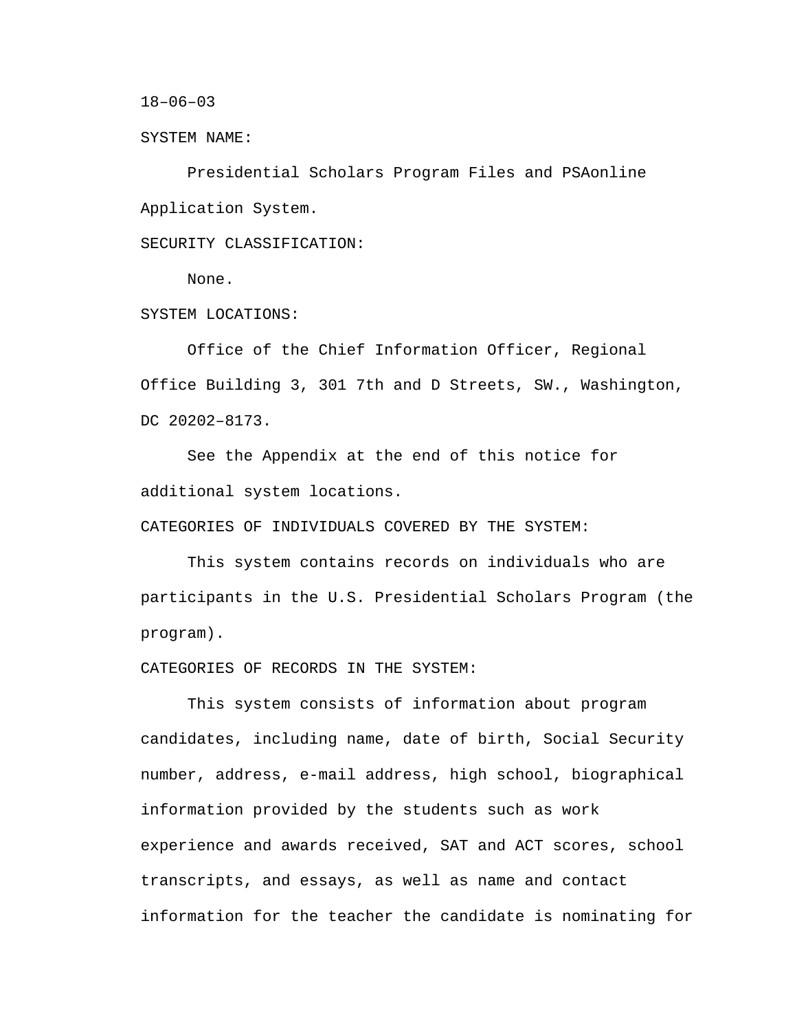18–06–03

SYSTEM NAME:

Presidential Scholars Program Files and PSAonline Application System.

SECURITY CLASSIFICATION:

None.

SYSTEM LOCATIONS:

Office of the Chief Information Officer, Regional Office Building 3, 301 7th and D Streets, SW., Washington, DC 20202–8173.

See the Appendix at the end of this notice for additional system locations.

CATEGORIES OF INDIVIDUALS COVERED BY THE SYSTEM:

This system contains records on individuals who are participants in the U.S. Presidential Scholars Program (the program).

CATEGORIES OF RECORDS IN THE SYSTEM:

This system consists of information about program candidates, including name, date of birth, Social Security number, address, e-mail address, high school, biographical information provided by the students such as work experience and awards received, SAT and ACT scores, school transcripts, and essays, as well as name and contact information for the teacher the candidate is nominating for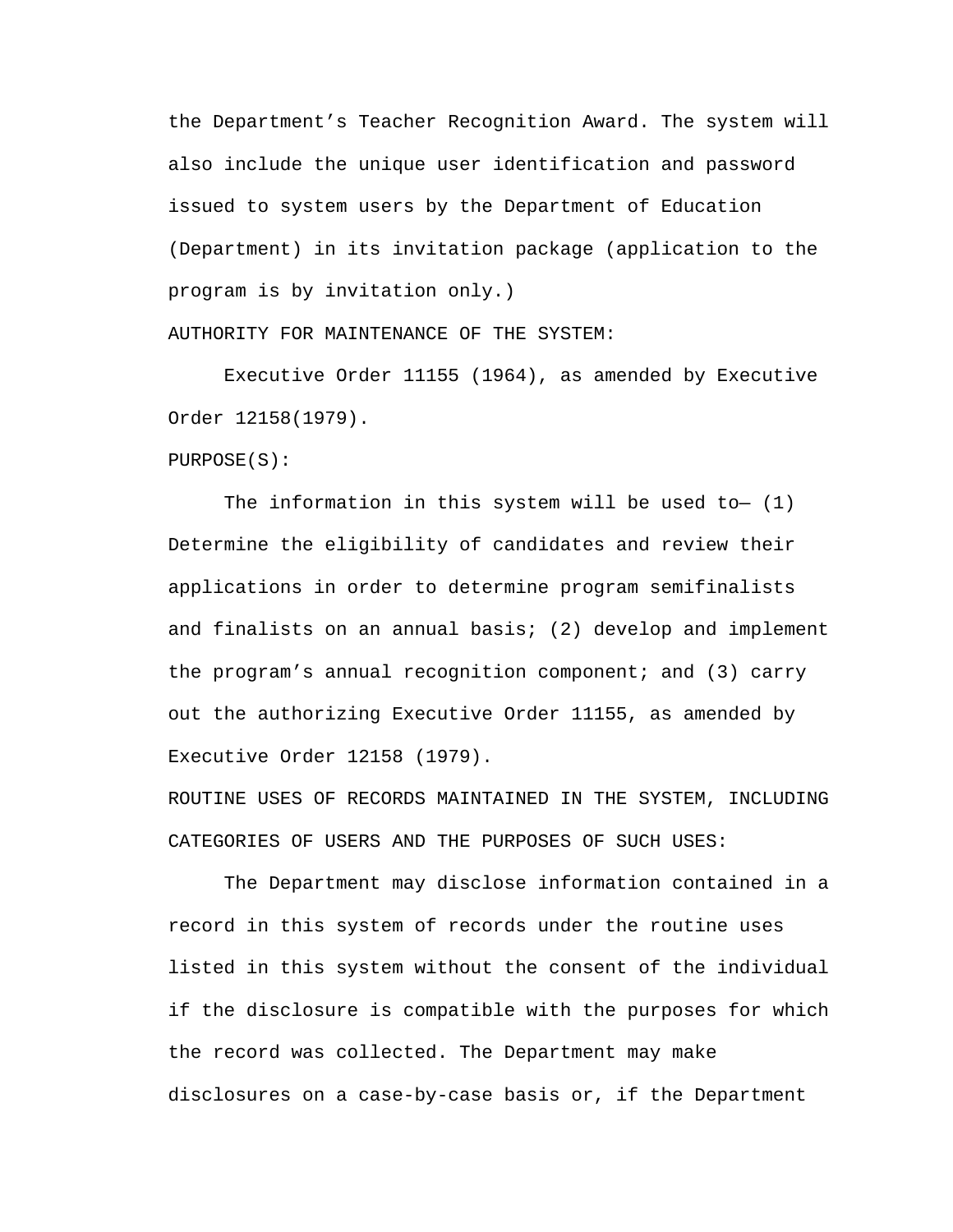the Department's Teacher Recognition Award. The system will also include the unique user identification and password issued to system users by the Department of Education (Department) in its invitation package (application to the program is by invitation only.)

AUTHORITY FOR MAINTENANCE OF THE SYSTEM:

Executive Order 11155 (1964), as amended by Executive Order 12158(1979).

PURPOSE(S):

The information in this system will be used to— (1) Determine the eligibility of candidates and review their applications in order to determine program semifinalists and finalists on an annual basis; (2) develop and implement the program's annual recognition component; and (3) carry out the authorizing Executive Order 11155, as amended by Executive Order 12158 (1979).

ROUTINE USES OF RECORDS MAINTAINED IN THE SYSTEM, INCLUDING CATEGORIES OF USERS AND THE PURPOSES OF SUCH USES:

The Department may disclose information contained in a record in this system of records under the routine uses listed in this system without the consent of the individual if the disclosure is compatible with the purposes for which the record was collected. The Department may make disclosures on a case-by-case basis or, if the Department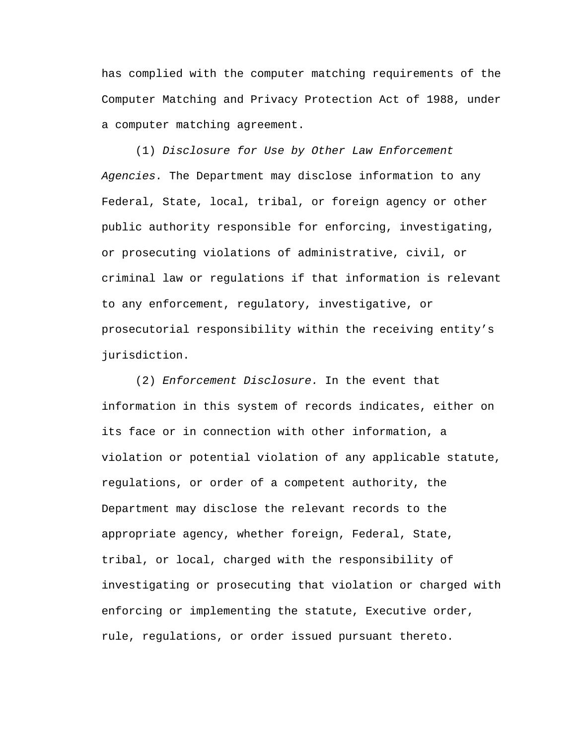has complied with the computer matching requirements of the Computer Matching and Privacy Protection Act of 1988, under a computer matching agreement.

(1) *Disclosure for Use by Other Law Enforcement Agencies.* The Department may disclose information to any Federal, State, local, tribal, or foreign agency or other public authority responsible for enforcing, investigating, or prosecuting violations of administrative, civil, or criminal law or regulations if that information is relevant to any enforcement, regulatory, investigative, or prosecutorial responsibility within the receiving entity's jurisdiction.

(2) *Enforcement Disclosure.* In the event that information in this system of records indicates, either on its face or in connection with other information, a violation or potential violation of any applicable statute, regulations, or order of a competent authority, the Department may disclose the relevant records to the appropriate agency, whether foreign, Federal, State, tribal, or local, charged with the responsibility of investigating or prosecuting that violation or charged with enforcing or implementing the statute, Executive order, rule, regulations, or order issued pursuant thereto.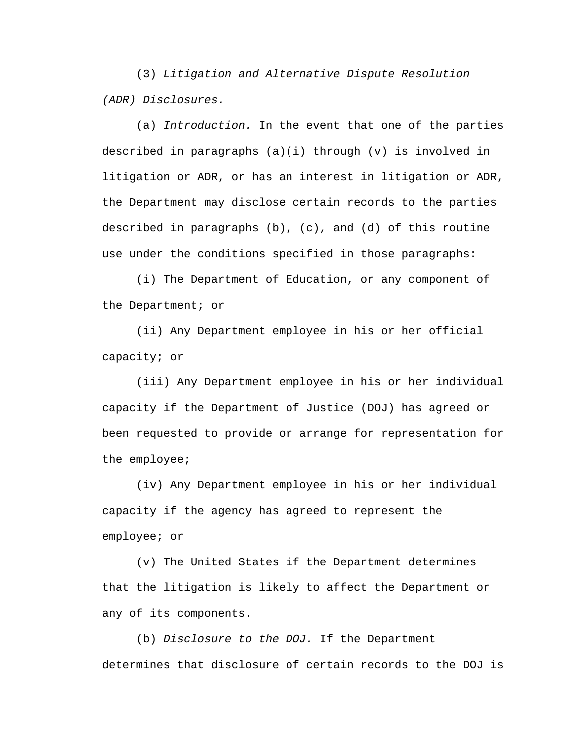(3) *Litigation and Alternative Dispute Resolution (ADR) Disclosures.*

(a) *Introduction.* In the event that one of the parties described in paragraphs (a)(i) through (v) is involved in litigation or ADR, or has an interest in litigation or ADR, the Department may disclose certain records to the parties described in paragraphs (b), (c), and (d) of this routine use under the conditions specified in those paragraphs:

(i) The Department of Education, or any component of the Department; or

(ii) Any Department employee in his or her official capacity; or

(iii) Any Department employee in his or her individual capacity if the Department of Justice (DOJ) has agreed or been requested to provide or arrange for representation for the employee;

(iv) Any Department employee in his or her individual capacity if the agency has agreed to represent the employee; or

(v) The United States if the Department determines that the litigation is likely to affect the Department or any of its components.

(b) *Disclosure to the DOJ.* If the Department determines that disclosure of certain records to the DOJ is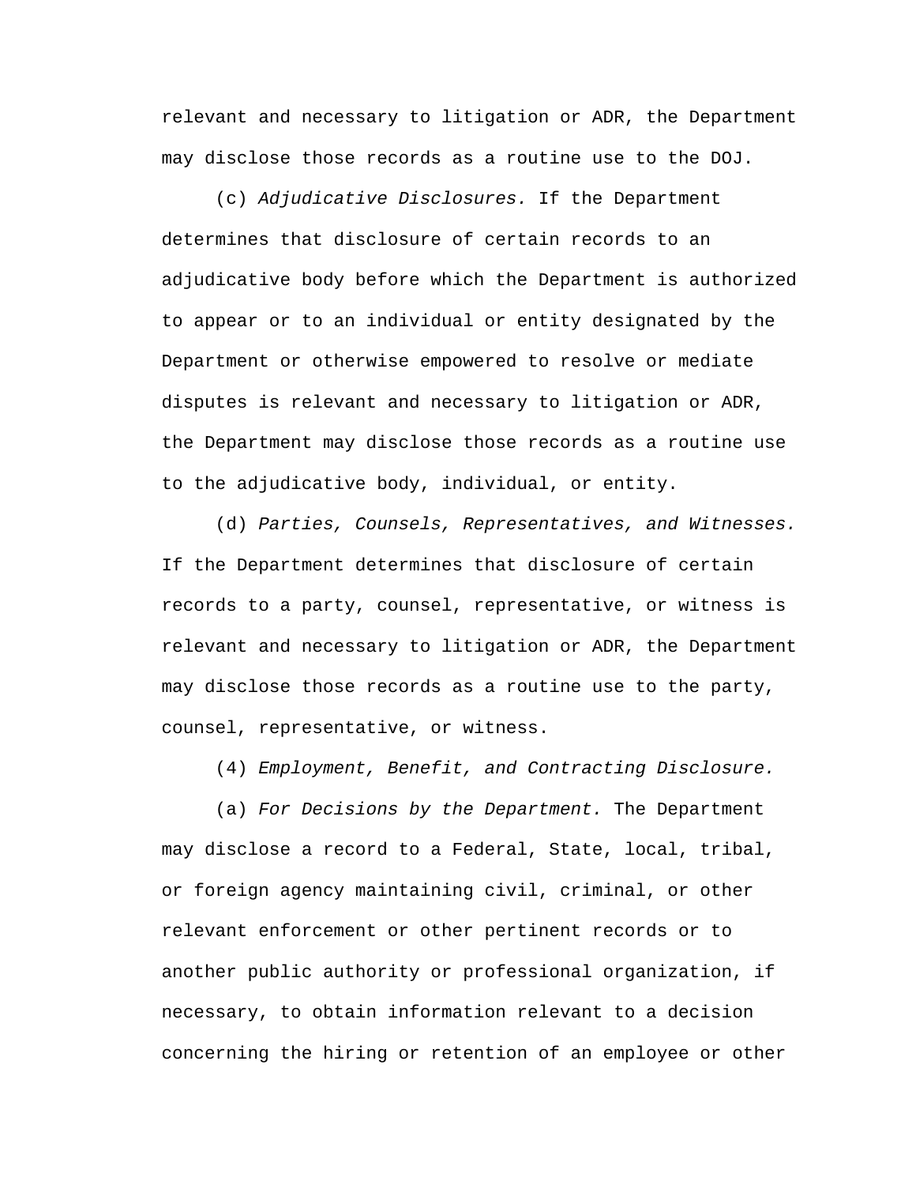relevant and necessary to litigation or ADR, the Department may disclose those records as a routine use to the DOJ.

(c) *Adjudicative Disclosures.* If the Department determines that disclosure of certain records to an adjudicative body before which the Department is authorized to appear or to an individual or entity designated by the Department or otherwise empowered to resolve or mediate disputes is relevant and necessary to litigation or ADR, the Department may disclose those records as a routine use to the adjudicative body, individual, or entity.

(d) *Parties, Counsels, Representatives, and Witnesses.* If the Department determines that disclosure of certain records to a party, counsel, representative, or witness is relevant and necessary to litigation or ADR, the Department may disclose those records as a routine use to the party, counsel, representative, or witness.

(4) *Employment, Benefit, and Contracting Disclosure.*

(a) *For Decisions by the Department.* The Department may disclose a record to a Federal, State, local, tribal, or foreign agency maintaining civil, criminal, or other relevant enforcement or other pertinent records or to another public authority or professional organization, if necessary, to obtain information relevant to a decision concerning the hiring or retention of an employee or other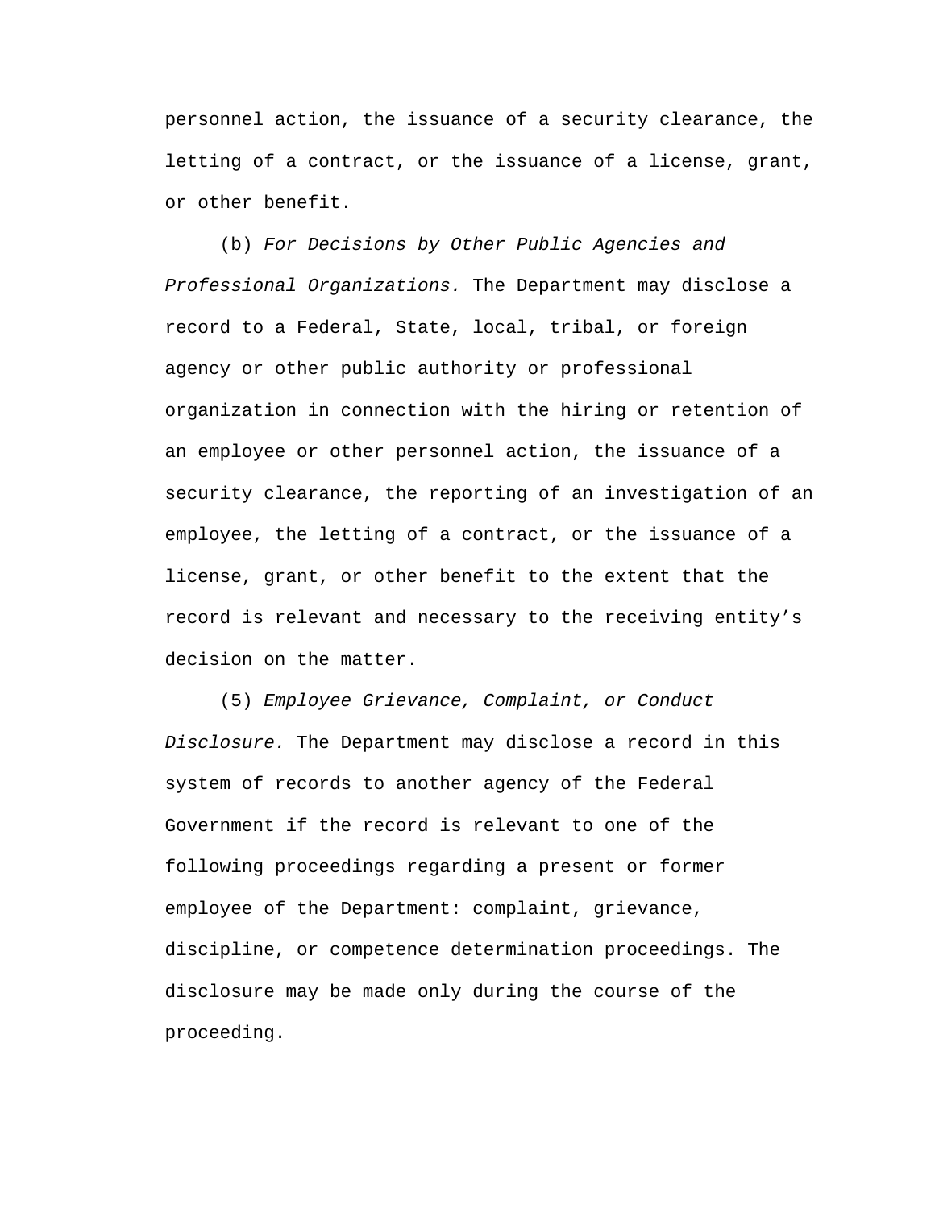personnel action, the issuance of a security clearance, the letting of a contract, or the issuance of a license, grant, or other benefit.

(b) *For Decisions by Other Public Agencies and Professional Organizations.* The Department may disclose a record to a Federal, State, local, tribal, or foreign agency or other public authority or professional organization in connection with the hiring or retention of an employee or other personnel action, the issuance of a security clearance, the reporting of an investigation of an employee, the letting of a contract, or the issuance of a license, grant, or other benefit to the extent that the record is relevant and necessary to the receiving entity's decision on the matter.

(5) *Employee Grievance, Complaint, or Conduct Disclosure.* The Department may disclose a record in this system of records to another agency of the Federal Government if the record is relevant to one of the following proceedings regarding a present or former employee of the Department: complaint, grievance, discipline, or competence determination proceedings. The disclosure may be made only during the course of the proceeding.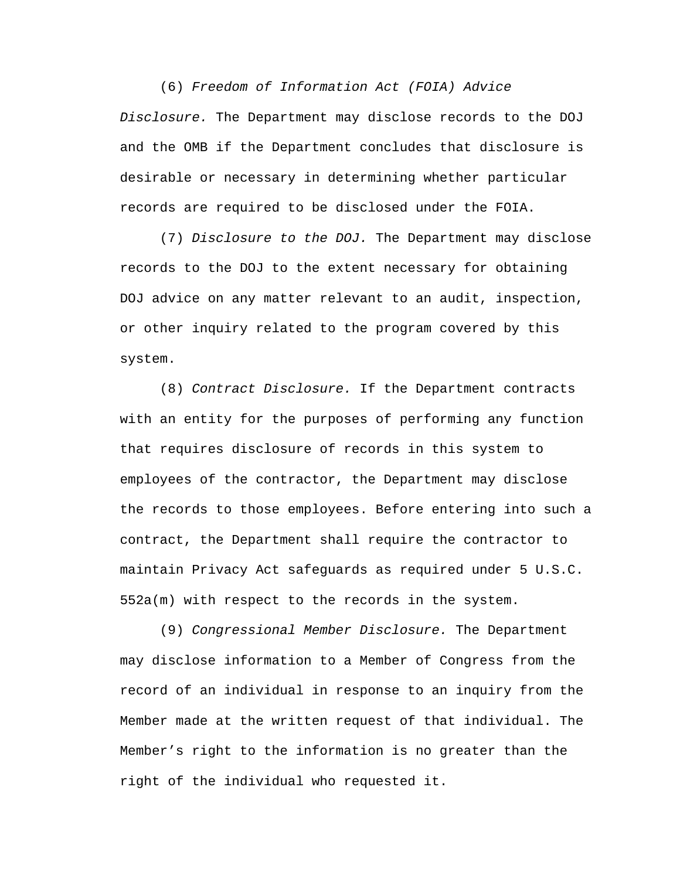(6) *Freedom of Information Act (FOIA) Advice Disclosure.* The Department may disclose records to the DOJ and the OMB if the Department concludes that disclosure is desirable or necessary in determining whether particular records are required to be disclosed under the FOIA.

(7) *Disclosure to the DOJ.* The Department may disclose records to the DOJ to the extent necessary for obtaining DOJ advice on any matter relevant to an audit, inspection, or other inquiry related to the program covered by this system.

(8) *Contract Disclosure.* If the Department contracts with an entity for the purposes of performing any function that requires disclosure of records in this system to employees of the contractor, the Department may disclose the records to those employees. Before entering into such a contract, the Department shall require the contractor to maintain Privacy Act safeguards as required under 5 U.S.C. 552a(m) with respect to the records in the system.

(9) *Congressional Member Disclosure.* The Department may disclose information to a Member of Congress from the record of an individual in response to an inquiry from the Member made at the written request of that individual. The Member's right to the information is no greater than the right of the individual who requested it.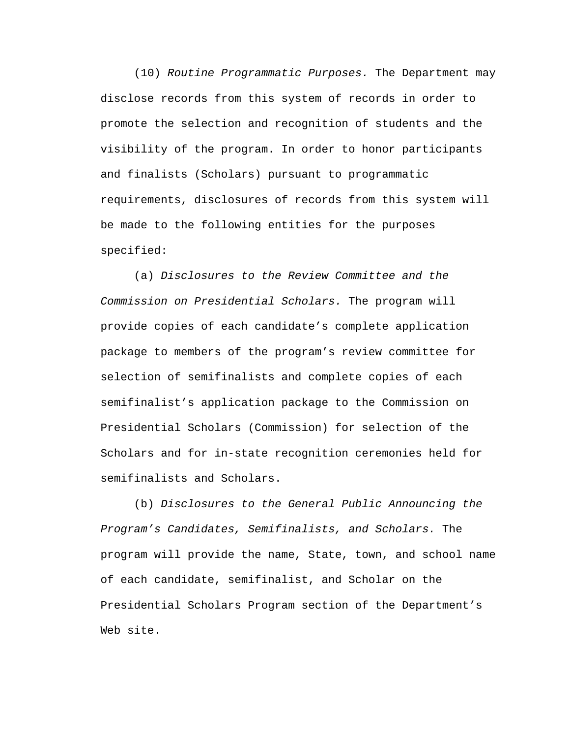(10) *Routine Programmatic Purposes.* The Department may disclose records from this system of records in order to promote the selection and recognition of students and the visibility of the program. In order to honor participants and finalists (Scholars) pursuant to programmatic requirements, disclosures of records from this system will be made to the following entities for the purposes specified:

(a) *Disclosures to the Review Committee and the Commission on Presidential Scholars.* The program will provide copies of each candidate’s complete application package to members of the program’s review committee for selection of semifinalists and complete copies of each semifinalist’s application package to the Commission on Presidential Scholars (Commission) for selection of the Scholars and for in-state recognition ceremonies held for semifinalists and Scholars.

(b) *Disclosures to the General Public Announcing the Program’s Candidates, Semifinalists, and Scholars.* The program will provide the name, State, town, and school name of each candidate, semifinalist, and Scholar on the Presidential Scholars Program section of the Department’s Web site.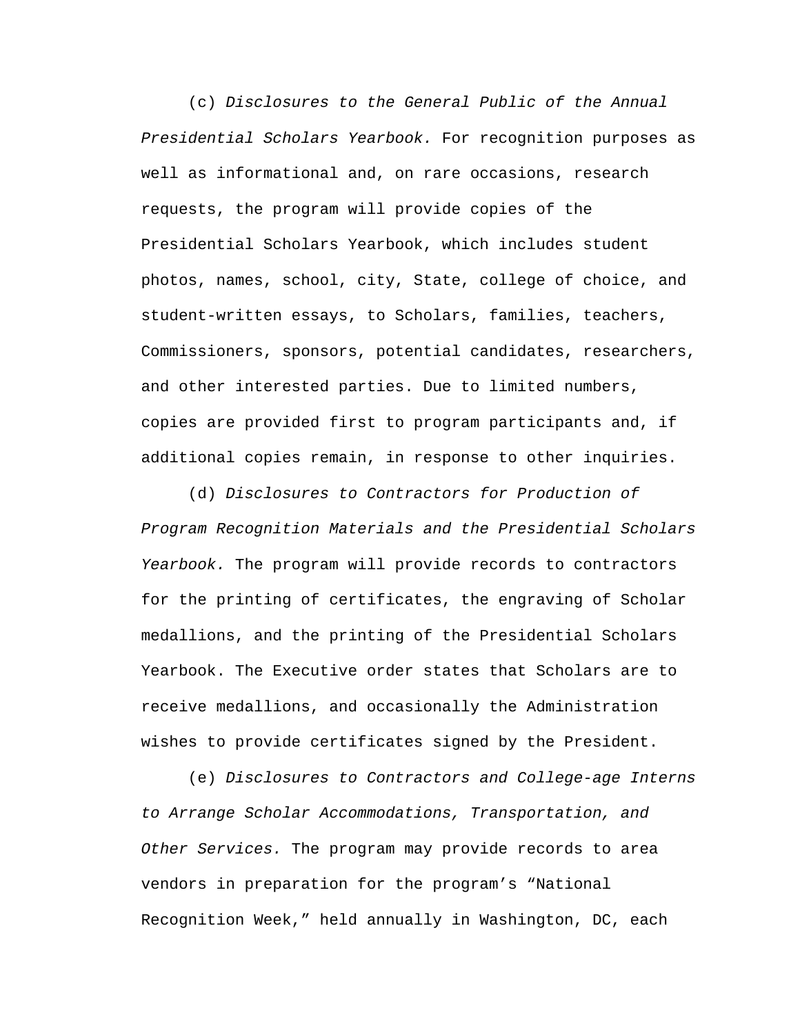(c) *Disclosures to the General Public of the Annual Presidential Scholars Yearbook.* For recognition purposes as well as informational and, on rare occasions, research requests, the program will provide copies of the Presidential Scholars Yearbook, which includes student photos, names, school, city, State, college of choice, and student-written essays, to Scholars, families, teachers, Commissioners, sponsors, potential candidates, researchers, and other interested parties. Due to limited numbers, copies are provided first to program participants and, if additional copies remain, in response to other inquiries.

(d) *Disclosures to Contractors for Production of Program Recognition Materials and the Presidential Scholars Yearbook.* The program will provide records to contractors for the printing of certificates, the engraving of Scholar medallions, and the printing of the Presidential Scholars Yearbook. The Executive order states that Scholars are to receive medallions, and occasionally the Administration wishes to provide certificates signed by the President.

(e) *Disclosures to Contractors and College-age Interns to Arrange Scholar Accommodations, Transportation, and Other Services.* The program may provide records to area vendors in preparation for the program's "National Recognition Week," held annually in Washington, DC, each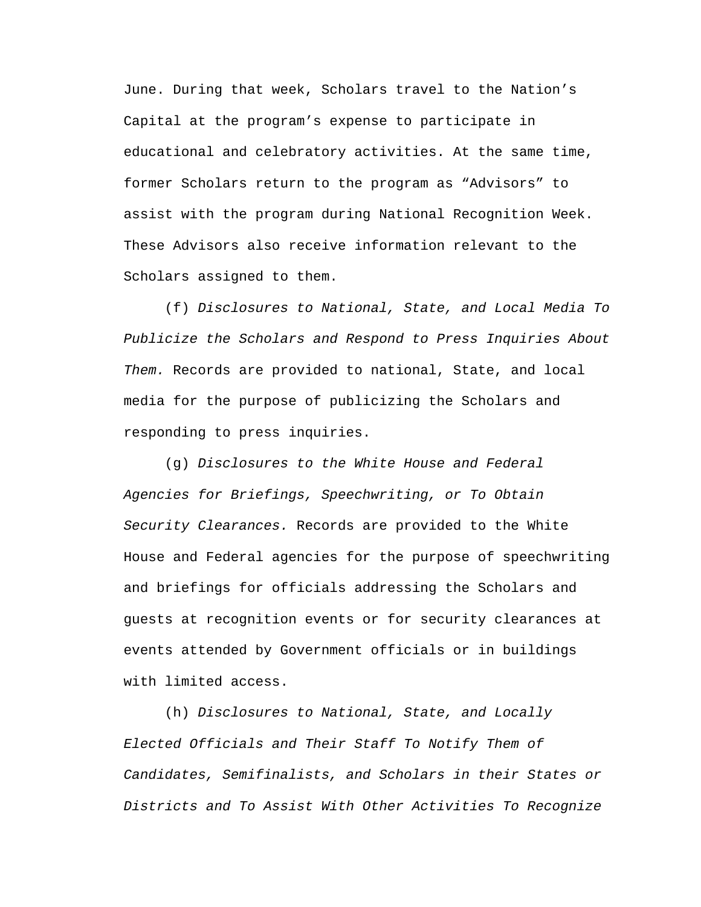June. During that week, Scholars travel to the Nation's Capital at the program's expense to participate in educational and celebratory activities. At the same time, former Scholars return to the program as "Advisors" to assist with the program during National Recognition Week. These Advisors also receive information relevant to the Scholars assigned to them.

(f) *Disclosures to National, State, and Local Media To Publicize the Scholars and Respond to Press Inquiries About Them.* Records are provided to national, State, and local media for the purpose of publicizing the Scholars and responding to press inquiries.

(g) *Disclosures to the White House and Federal Agencies for Briefings, Speechwriting, or To Obtain Security Clearances.* Records are provided to the White House and Federal agencies for the purpose of speechwriting and briefings for officials addressing the Scholars and guests at recognition events or for security clearances at events attended by Government officials or in buildings with limited access.

(h) *Disclosures to National, State, and Locally Elected Officials and Their Staff To Notify Them of Candidates, Semifinalists, and Scholars in their States or Districts and To Assist With Other Activities To Recognize*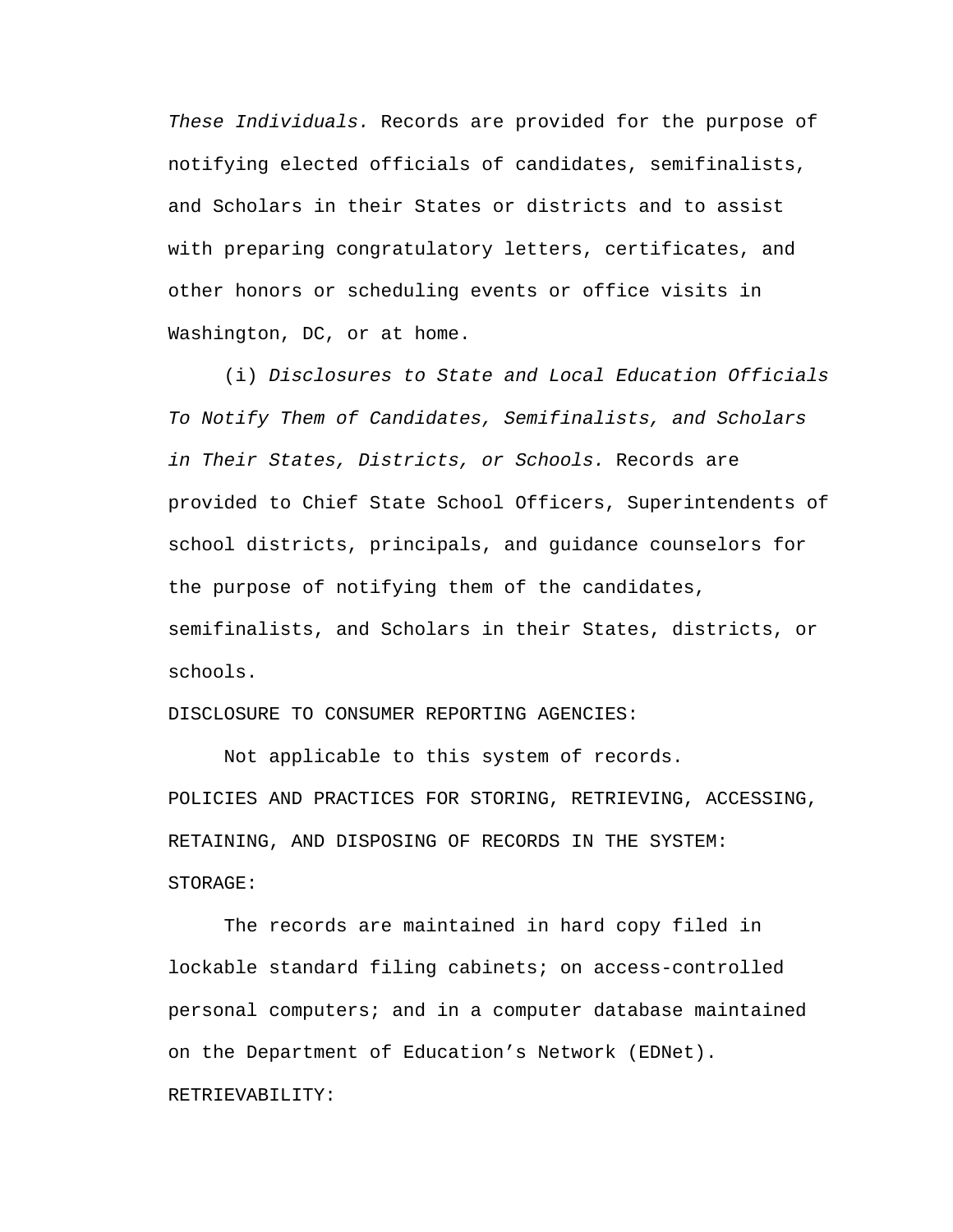*These Individuals.* Records are provided for the purpose of notifying elected officials of candidates, semifinalists, and Scholars in their States or districts and to assist with preparing congratulatory letters, certificates, and other honors or scheduling events or office visits in Washington, DC, or at home.

(i) *Disclosures to State and Local Education Officials To Notify Them of Candidates, Semifinalists, and Scholars in Their States, Districts, or Schools.* Records are provided to Chief State School Officers, Superintendents of school districts, principals, and guidance counselors for the purpose of notifying them of the candidates, semifinalists, and Scholars in their States, districts, or schools.

DISCLOSURE TO CONSUMER REPORTING AGENCIES:

Not applicable to this system of records.

POLICIES AND PRACTICES FOR STORING, RETRIEVING, ACCESSING, RETAINING, AND DISPOSING OF RECORDS IN THE SYSTEM:

STORAGE:

The records are maintained in hard copy filed in lockable standard filing cabinets; on access-controlled personal computers; and in a computer database maintained on the Department of Education's Network (EDNet).

RETRIEVABILITY: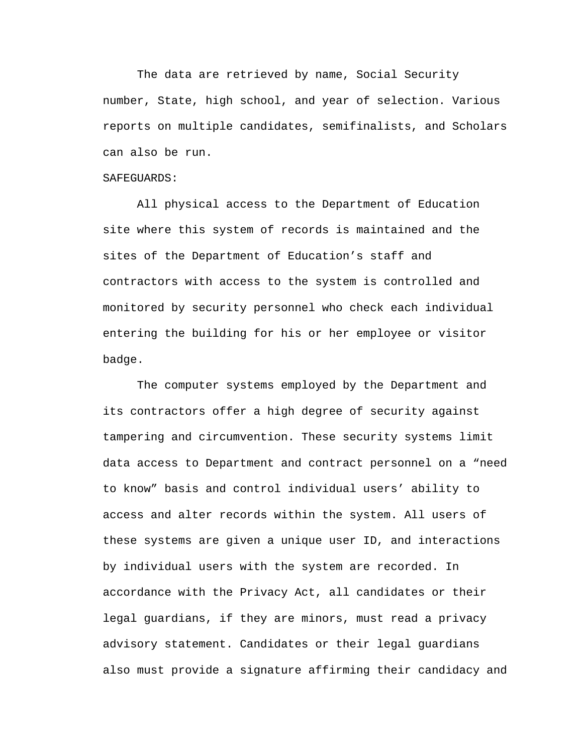The data are retrieved by name, Social Security number, State, high school, and year of selection. Various reports on multiple candidates, semifinalists, and Scholars can also be run.

SAFEGUARDS:

All physical access to the Department of Education site where this system of records is maintained and the sites of the Department of Education's staff and contractors with access to the system is controlled and monitored by security personnel who check each individual entering the building for his or her employee or visitor badge.

The computer systems employed by the Department and its contractors offer a high degree of security against tampering and circumvention. These security systems limit data access to Department and contract personnel on a "need to know" basis and control individual users' ability to access and alter records within the system. All users of these systems are given a unique user ID, and interactions by individual users with the system are recorded. In accordance with the Privacy Act, all candidates or their legal guardians, if they are minors, must read a privacy advisory statement. Candidates or their legal guardians also must provide a signature affirming their candidacy and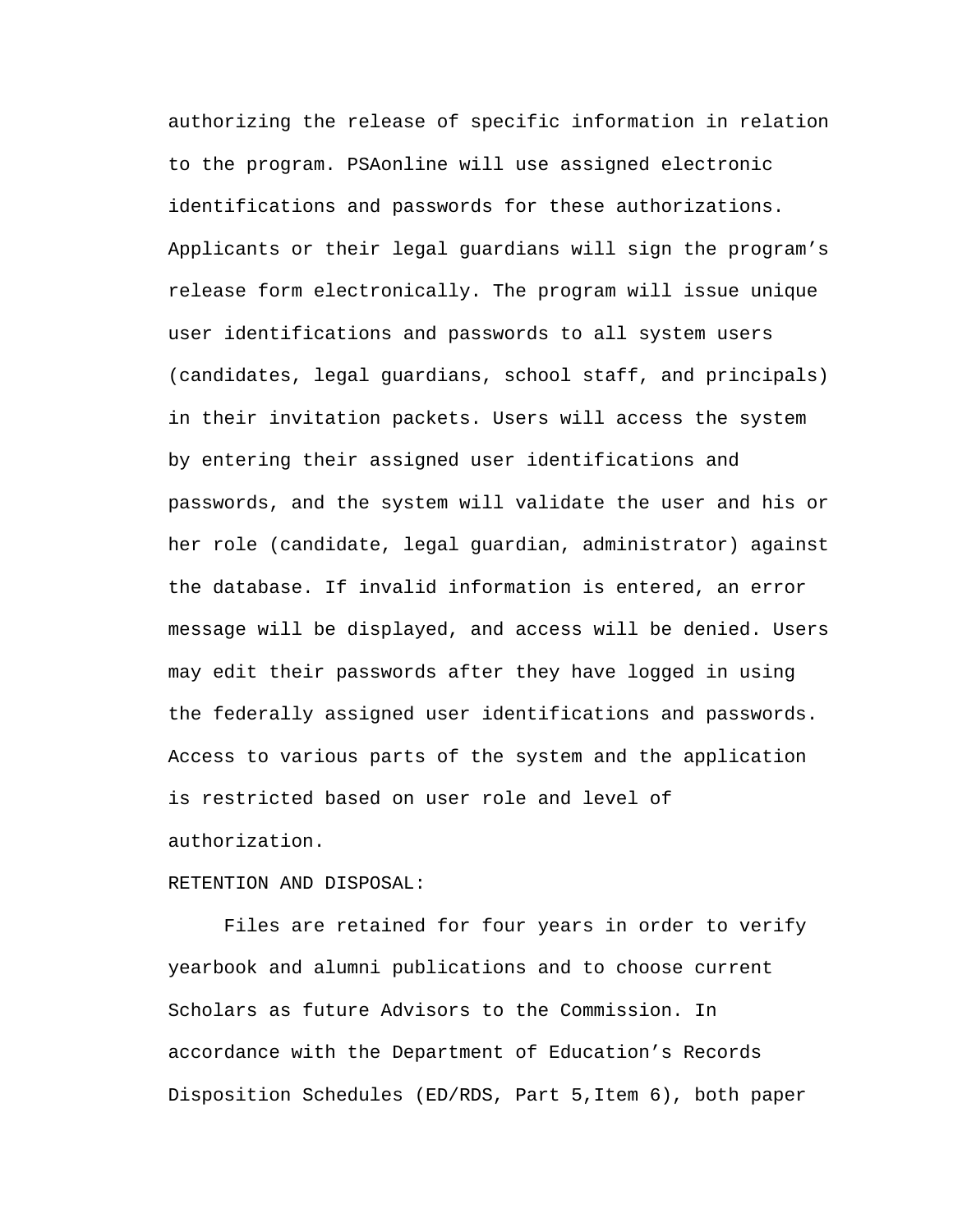authorizing the release of specific information in relation to the program. PSAonline will use assigned electronic identifications and passwords for these authorizations. Applicants or their legal guardians will sign the program's release form electronically. The program will issue unique user identifications and passwords to all system users (candidates, legal guardians, school staff, and principals) in their invitation packets. Users will access the system by entering their assigned user identifications and passwords, and the system will validate the user and his or her role (candidate, legal guardian, administrator) against the database. If invalid information is entered, an error message will be displayed, and access will be denied. Users may edit their passwords after they have logged in using the federally assigned user identifications and passwords. Access to various parts of the system and the application is restricted based on user role and level of authorization.

RETENTION AND DISPOSAL:

Files are retained for four years in order to verify yearbook and alumni publications and to choose current Scholars as future Advisors to the Commission. In accordance with the Department of Education's Records Disposition Schedules (ED/RDS, Part 5,Item 6), both paper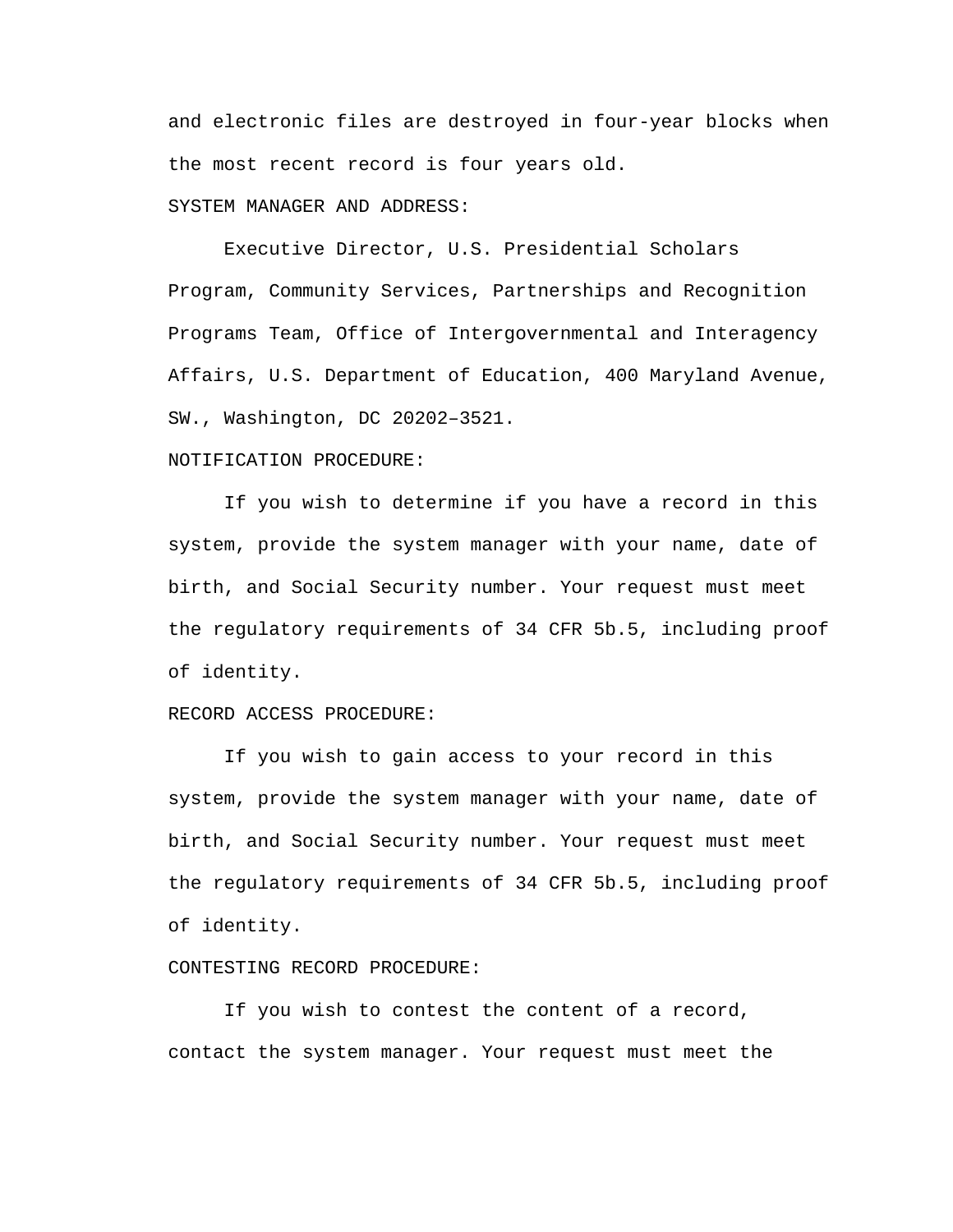and electronic files are destroyed in four-year blocks when the most recent record is four years old.

SYSTEM MANAGER AND ADDRESS:

Executive Director, U.S. Presidential Scholars Program, Community Services, Partnerships and Recognition Programs Team, Office of Intergovernmental and Interagency Affairs, U.S. Department of Education, 400 Maryland Avenue, SW., Washington, DC 20202–3521.

NOTIFICATION PROCEDURE:

If you wish to determine if you have a record in this system, provide the system manager with your name, date of birth, and Social Security number. Your request must meet the regulatory requirements of 34 CFR 5b.5, including proof of identity.

RECORD ACCESS PROCEDURE:

If you wish to gain access to your record in this system, provide the system manager with your name, date of birth, and Social Security number. Your request must meet the regulatory requirements of 34 CFR 5b.5, including proof of identity.

CONTESTING RECORD PROCEDURE:

If you wish to contest the content of a record, contact the system manager. Your request must meet the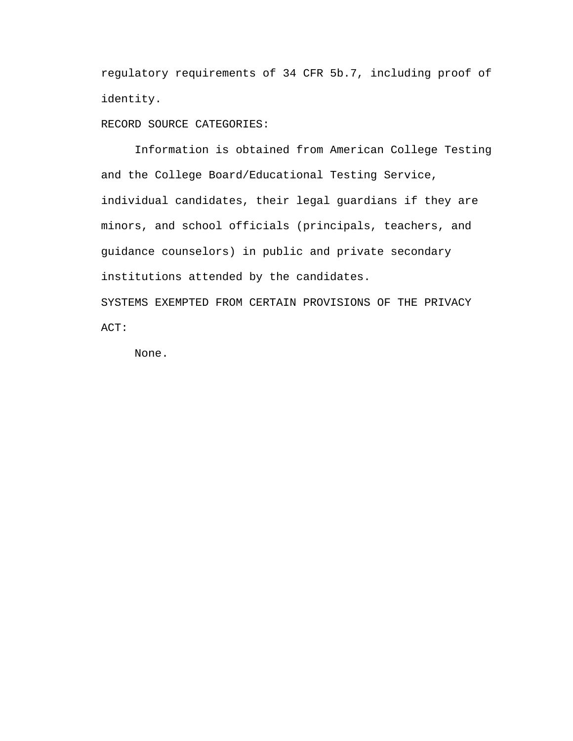regulatory requirements of 34 CFR 5b.7, including proof of identity.

RECORD SOURCE CATEGORIES:

Information is obtained from American College Testing and the College Board/Educational Testing Service, individual candidates, their legal guardians if they are minors, and school officials (principals, teachers, and guidance counselors) in public and private secondary institutions attended by the candidates.

SYSTEMS EXEMPTED FROM CERTAIN PROVISIONS OF THE PRIVACY ACT:

None.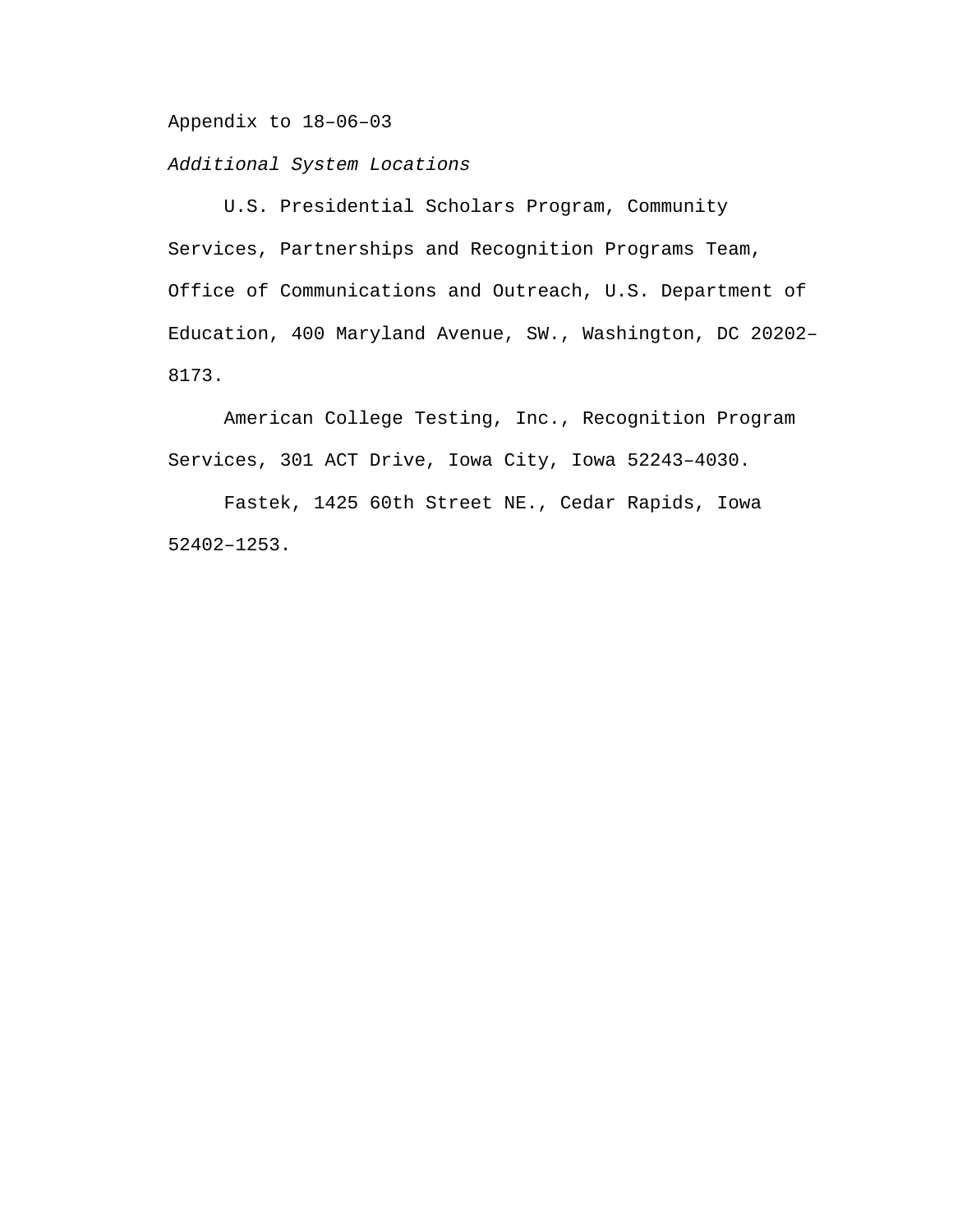Appendix to 18–06–03

*Additional System Locations*

U.S. Presidential Scholars Program, Community Services, Partnerships and Recognition Programs Team, Office of Communications and Outreach, U.S. Department of Education, 400 Maryland Avenue, SW., Washington, DC 20202–8173.

American College Testing, Inc., Recognition Program Services, 301 ACT Drive, Iowa City, Iowa 52243–4030.

Fastek, 1425 60th Street NE., Cedar Rapids, Iowa 52402–1253.